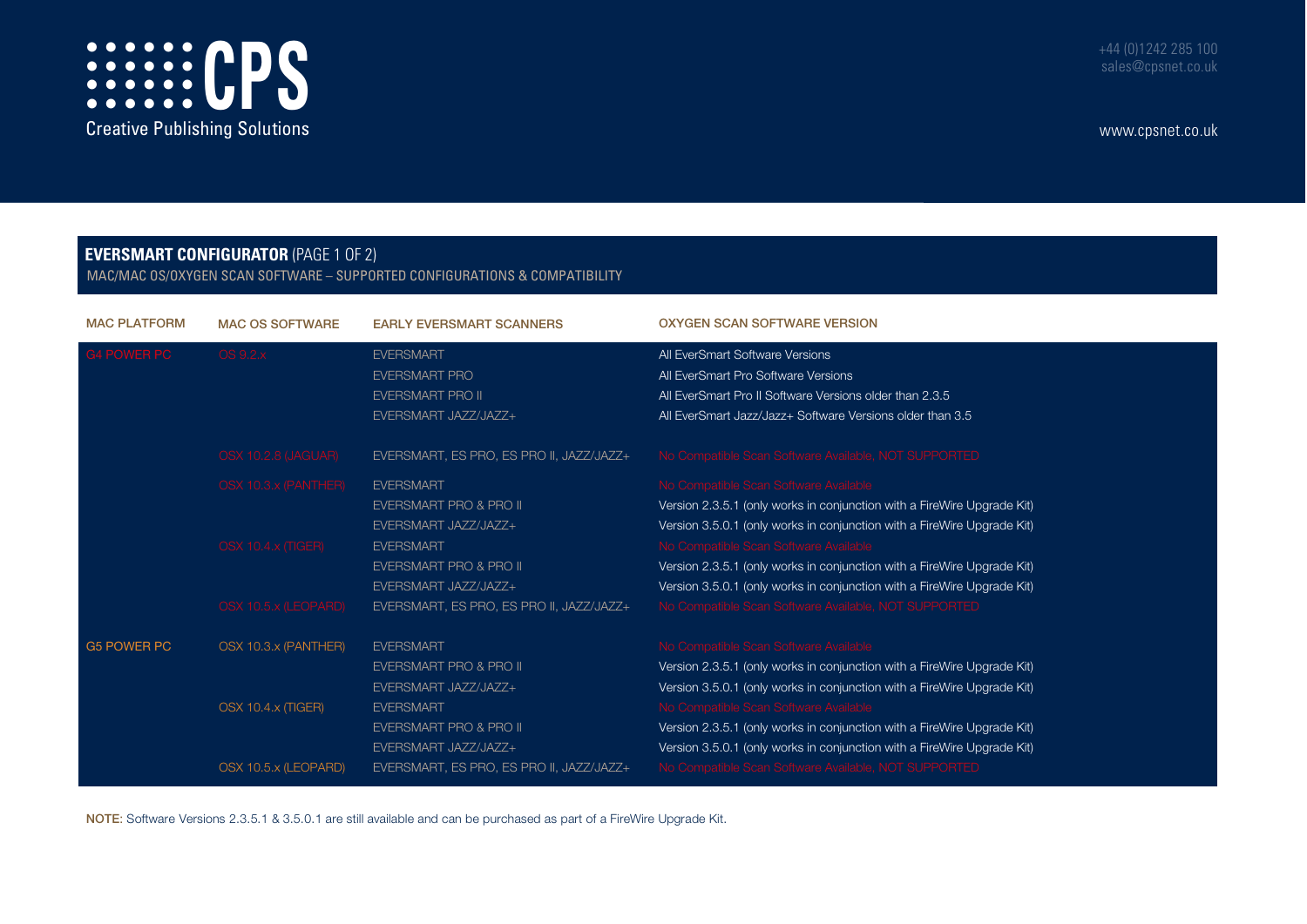# CPS Creative Publishing Solutions

+44 (0)1242 285 100
sales@cpsnet.co.uk

www.cpsnet.co.uk

## EVERSMART CONFIGURATOR (PAGE 1 OF 2)

MAC/MAC OS/OXYGEN SCAN SOFTWARE – SUPPORTED CONFIGURATIONS & COMPATIBILITY

| MAC PLATFORM | MAC OS SOFTWARE | EARLY EVERSMART SCANNERS | OXYGEN SCAN SOFTWARE VERSION |
|---|---|---|---|
| G4 POWER PC | OS 9.2.x | EVERSMART | All EverSmart Software Versions |
| | | EVERSMART PRO | All EverSmart Pro Software Versions |
| | | EVERSMART PRO II | All EverSmart Pro II Software Versions older than 2.3.5 |
| | | EVERSMART JAZZ/JAZZ+ | All EverSmart Jazz/Jazz+ Software Versions older than 3.5 |
| | OSX 10.2.8 (JAGUAR) | EVERSMART, ES PRO, ES PRO II, JAZZ/JAZZ+ | No Compatible Scan Software Available, NOT SUPPORTED |
| | OSX 10.3.x (PANTHER) | EVERSMART | No Compatible Scan Software Available |
| | | EVERSMART PRO & PRO II | Version 2.3.5.1 (only works in conjunction with a FireWire Upgrade Kit) |
| | | EVERSMART JAZZ/JAZZ+ | Version 3.5.0.1 (only works in conjunction with a FireWire Upgrade Kit) |
| | OSX 10.4.x (TIGER) | EVERSMART | No Compatible Scan Software Available |
| | | EVERSMART PRO & PRO II | Version 2.3.5.1 (only works in conjunction with a FireWire Upgrade Kit) |
| | | EVERSMART JAZZ/JAZZ+ | Version 3.5.0.1 (only works in conjunction with a FireWire Upgrade Kit) |
| | OSX 10.5.x (LEOPARD) | EVERSMART, ES PRO, ES PRO II, JAZZ/JAZZ+ | No Compatible Scan Software Available, NOT SUPPORTED |
| G5 POWER PC | OSX 10.3.x (PANTHER) | EVERSMART | No Compatible Scan Software Available |
| | | EVERSMART PRO & PRO II | Version 2.3.5.1 (only works in conjunction with a FireWire Upgrade Kit) |
| | | EVERSMART JAZZ/JAZZ+ | Version 3.5.0.1 (only works in conjunction with a FireWire Upgrade Kit) |
| | OSX 10.4.x (TIGER) | EVERSMART | No Compatible Scan Software Available |
| | | EVERSMART PRO & PRO II | Version 2.3.5.1 (only works in conjunction with a FireWire Upgrade Kit) |
| | | EVERSMART JAZZ/JAZZ+ | Version 3.5.0.1 (only works in conjunction with a FireWire Upgrade Kit) |
| | OSX 10.5.x (LEOPARD) | EVERSMART, ES PRO, ES PRO II, JAZZ/JAZZ+ | No Compatible Scan Software Available, NOT SUPPORTED |

**NOTE:** Software Versions 2.3.5.1 & 3.5.0.1 are still available and can be purchased as part of a FireWire Upgrade Kit.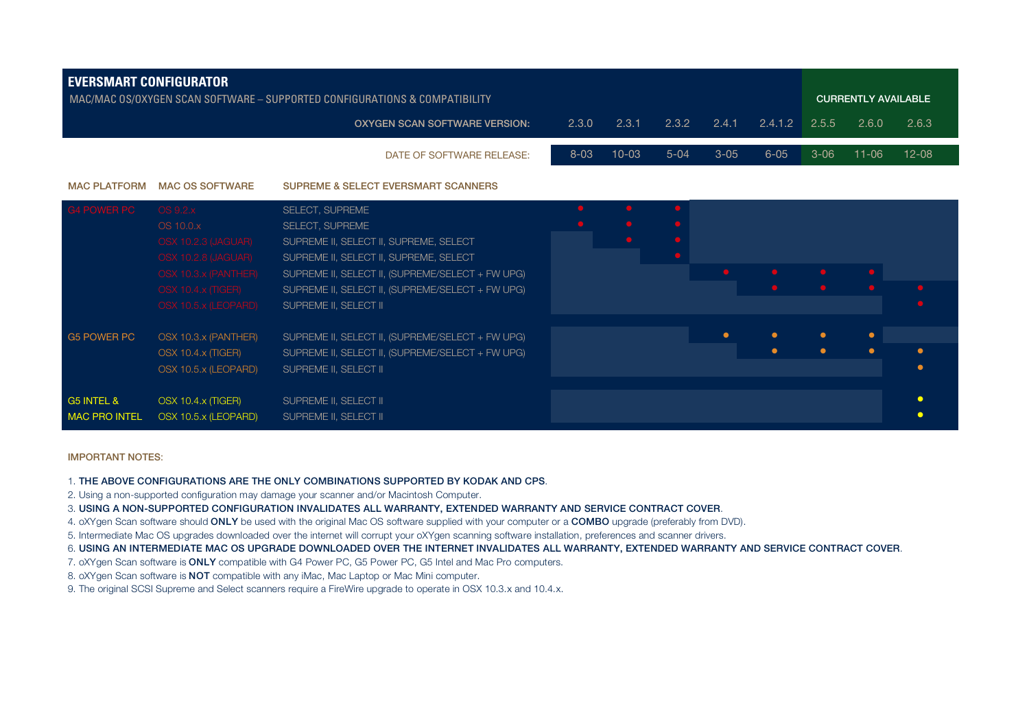# EVERSMART CONFIGURATOR

MAC/MAC OS/OXYGEN SCAN SOFTWARE – SUPPORTED CONFIGURATIONS & COMPATIBILITY

| | | | | | | | | CURRENTLY AVAILABLE | | |
|---|---|---|---|---|---|---|---|---|---|---|
| | | OXYGEN SCAN SOFTWARE VERSION: | 2.3.0 | 2.3.1 | 2.3.2 | 2.4.1 | 2.4.1.2 | 2.5.5 | 2.6.0 | 2.6.3 |
| | | DATE OF SOFTWARE RELEASE: | 8-03 | 10-03 | 5-04 | 3-05 | 6-05 | 3-06 | 11-06 | 12-08 |
| **MAC PLATFORM** | **MAC OS SOFTWARE** | **SUPREME & SELECT EVERSMART SCANNERS** | | | | | | | | |
| G4 POWER PC | OS 9.2.x | SELECT, SUPREME | ● | ● | ● | | | | | |
| | OS 10.0.x | SELECT, SUPREME | ● | ● | ● | | | | | |
| | OSX 10.2.3 (JAGUAR) | SUPREME II, SELECT II, SUPREME, SELECT | | ● | ● | | | | | |
| | OSX 10.2.8 (JAGUAR) | SUPREME II, SELECT II, SUPREME, SELECT | | | ● | | | | | |
| | OSX 10.3.x (PANTHER) | SUPREME II, SELECT II, (SUPREME/SELECT + FW UPG) | | | | ● | ● | ● | ● | |
| | OSX 10.4.x (TIGER) | SUPREME II, SELECT II, (SUPREME/SELECT + FW UPG) | | | | | ● | ● | ● | ● |
| | OSX 10.5.x (LEOPARD) | SUPREME II, SELECT II | | | | | | | | ● |
| G5 POWER PC | OSX 10.3.x (PANTHER) | SUPREME II, SELECT II, (SUPREME/SELECT + FW UPG) | | | | ● | ● | ● | ● | |
| | OSX 10.4.x (TIGER) | SUPREME II, SELECT II, (SUPREME/SELECT + FW UPG) | | | | | ● | ● | ● | ● |
| | OSX 10.5.x (LEOPARD) | SUPREME II, SELECT II | | | | | | | | ● |
| G5 INTEL & MAC PRO INTEL | OSX 10.4.x (TIGER) | SUPREME II, SELECT II | | | | | | | | ● |
| | OSX 10.5.x (LEOPARD) | SUPREME II, SELECT II | | | | | | | | ● |

IMPORTANT NOTES:

1. **THE ABOVE CONFIGURATIONS ARE THE ONLY COMBINATIONS SUPPORTED BY KODAK AND CPS**.
2. Using a non-supported configuration may damage your scanner and/or Macintosh Computer.
3. **USING A NON-SUPPORTED CONFIGURATION INVALIDATES ALL WARRANTY, EXTENDED WARRANTY AND SERVICE CONTRACT COVER**.
4. oXYgen Scan software should **ONLY** be used with the original Mac OS software supplied with your computer or a **COMBO** upgrade (preferably from DVD).
5. Intermediate Mac OS upgrades downloaded over the internet will corrupt your oXYgen scanning software installation, preferences and scanner drivers.
6. **USING AN INTERMEDIATE MAC OS UPGRADE DOWNLOADED OVER THE INTERNET INVALIDATES ALL WARRANTY, EXTENDED WARRANTY AND SERVICE CONTRACT COVER**.
7. oXYgen Scan software is **ONLY** compatible with G4 Power PC, G5 Power PC, G5 Intel and Mac Pro computers.
8. oXYgen Scan software is **NOT** compatible with any iMac, Mac Laptop or Mac Mini computer.
9. The original SCSI Supreme and Select scanners require a FireWire upgrade to operate in OSX 10.3.x and 10.4.x.